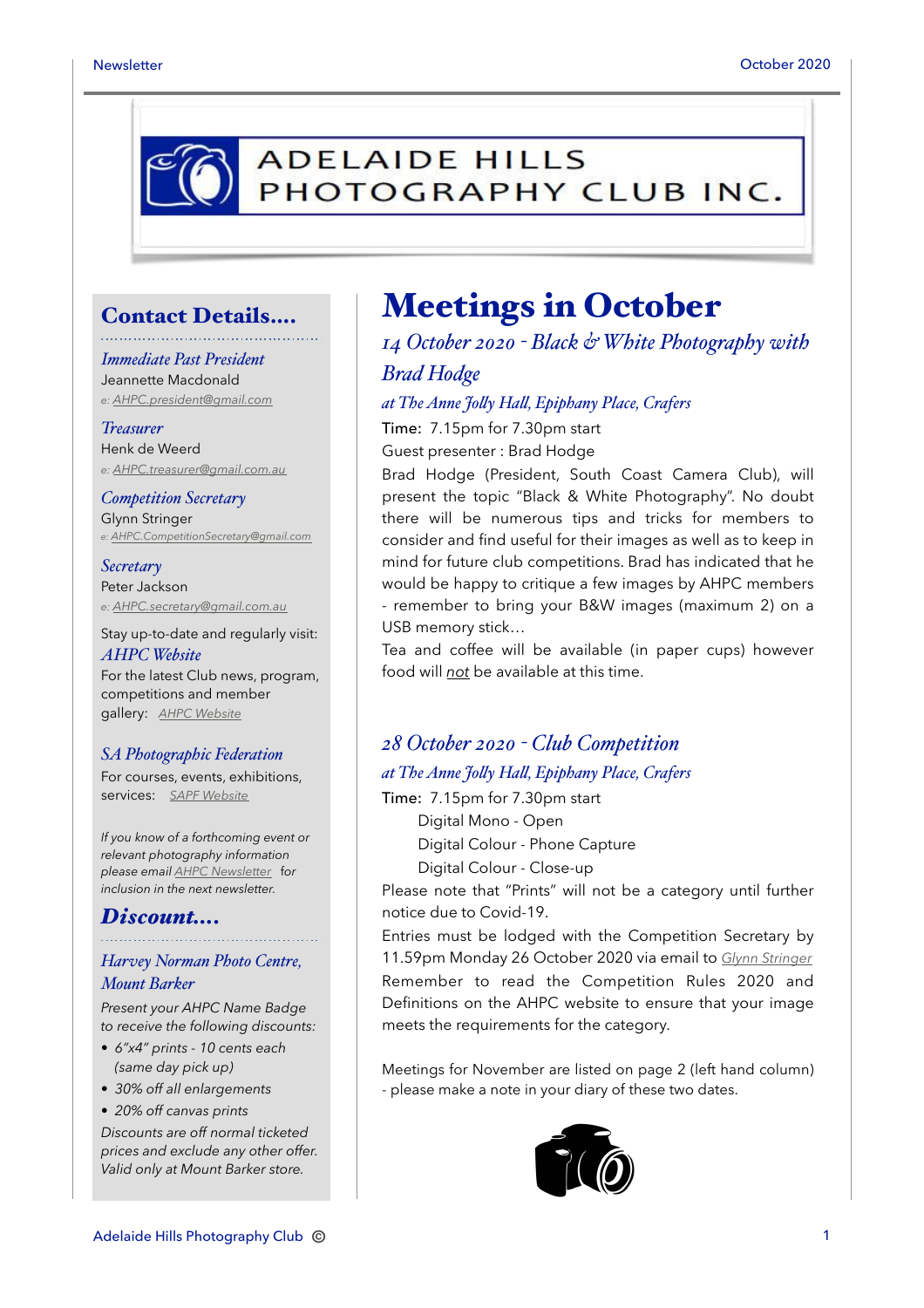# ADELAIDE HILLS PHOTOGRAPHY CLUB INC.

## Contact Details....

*Immediate Past President*
Jeannette Macdonald
*e: AHPC.president@gmail.com*

*Treasurer*
Henk de Weerd
*e: AHPC.treasurer@gmail.com.au*

*Competition Secretary*
Glynn Stringer
*e: AHPC.CompetitionSecretary@gmail.com*

*Secretary*
Peter Jackson
*e: AHPC.secretary@gmail.com.au*

Stay up-to-date and regularly visit:
*AHPC Website*
For the latest Club news, program, competitions and member gallery: *AHPC Website*

*SA Photographic Federation*
For courses, events, exhibitions, services: *SAPF Website*

*If you know of a forthcoming event or relevant photography information please email AHPC Newsletter for inclusion in the next newsletter.*

## Discount....

*Harvey Norman Photo Centre, Mount Barker*

*Present your AHPC Name Badge to receive the following discounts:*

- *6"x4" prints - 10 cents each (same day pick up)*
- *30% off all enlargements*
- *20% off canvas prints*

*Discounts are off normal ticketed prices and exclude any other offer. Valid only at Mount Barker store.*

# Meetings in October

## *14 October 2020 - Black & White Photography with Brad Hodge*

*at The Anne Jolly Hall, Epiphany Place, Crafers*

Time: 7.15pm for 7.30pm start

Guest presenter : Brad Hodge

Brad Hodge (President, South Coast Camera Club), will present the topic "Black & White Photography". No doubt there will be numerous tips and tricks for members to consider and find useful for their images as well as to keep in mind for future club competitions. Brad has indicated that he would be happy to critique a few images by AHPC members - remember to bring your B&W images (maximum 2) on a USB memory stick…

Tea and coffee will be available (in paper cups) however food will _not_ be available at this time.

## *28 October 2020 - Club Competition*

*at The Anne Jolly Hall, Epiphany Place, Crafers*

Time: 7.15pm for 7.30pm start

Digital Mono - Open
Digital Colour - Phone Capture
Digital Colour - Close-up

Please note that "Prints" will not be a category until further notice due to Covid-19.

Entries must be lodged with the Competition Secretary by 11.59pm Monday 26 October 2020 via email to *Glynn Stringer*

Remember to read the Competition Rules 2020 and Definitions on the AHPC website to ensure that your image meets the requirements for the category.

Meetings for November are listed on page 2 (left hand column) - please make a note in your diary of these two dates.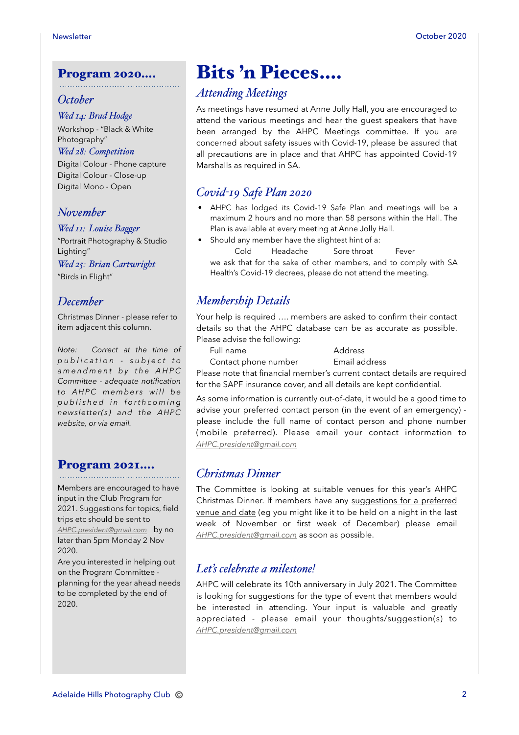## Program 2020....

### *October*

*Wed 14: Brad Hodge*

Workshop - "Black & White Photography"

*Wed 28: Competition*

Digital Colour - Phone capture
Digital Colour - Close-up
Digital Mono - Open

### *November*

*Wed 11: Louise Bagger*

"Portrait Photography & Studio Lighting"

*Wed 25: Brian Cartwright*

"Birds in Flight"

### *December*

Christmas Dinner - please refer to item adjacent this column.

*Note: Correct at the time of publication - subject to amendment by the AHPC Committee - adequate notification to AHPC members will be published in forthcoming newsletter(s) and the AHPC website, or via email.*

## Program 2021....

Members are encouraged to have input in the Club Program for 2021. Suggestions for topics, field trips etc should be sent to AHPC.president@gmail.com by no later than 5pm Monday 2 Nov 2020.

Are you interested in helping out on the Program Committee - planning for the year ahead needs to be completed by the end of 2020.

# Bits 'n Pieces....

### *Attending Meetings*

As meetings have resumed at Anne Jolly Hall, you are encouraged to attend the various meetings and hear the guest speakers that have been arranged by the AHPC Meetings committee. If you are concerned about safety issues with Covid-19, please be assured that all precautions are in place and that AHPC has appointed Covid-19 Marshalls as required in SA.

### *Covid-19 Safe Plan 2020*

- AHPC has lodged its Covid-19 Safe Plan and meetings will be a maximum 2 hours and no more than 58 persons within the Hall. The Plan is available at every meeting at Anne Jolly Hall.
- Should any member have the slightest hint of a:

  Cold   Headache   Sore throat   Fever

  we ask that for the sake of other members, and to comply with SA Health's Covid-19 decrees, please do not attend the meeting.

### *Membership Details*

Your help is required .... members are asked to confirm their contact details so that the AHPC database can be as accurate as possible. Please advise the following:

Full name   Address
Contact phone number   Email address

Please note that financial member's current contact details are required for the SAPF insurance cover, and all details are kept confidential.

As some information is currently out-of-date, it would be a good time to advise your preferred contact person (in the event of an emergency) - please include the full name of contact person and phone number (mobile preferred). Please email your contact information to AHPC.president@gmail.com

### *Christmas Dinner*

The Committee is looking at suitable venues for this year's AHPC Christmas Dinner. If members have any suggestions for a preferred venue and date (eg you might like it to be held on a night in the last week of November or first week of December) please email AHPC.president@gmail.com as soon as possible.

### *Let's celebrate a milestone!*

AHPC will celebrate its 10th anniversary in July 2021. The Committee is looking for suggestions for the type of event that members would be interested in attending. Your input is valuable and greatly appreciated - please email your thoughts/suggestion(s) to AHPC.president@gmail.com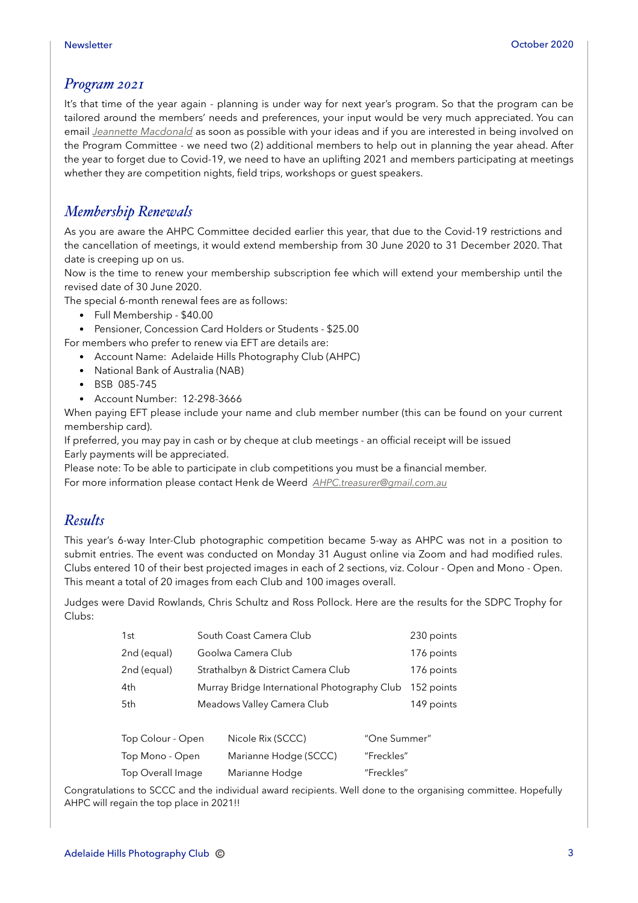## *Program 2021*

It's that time of the year again - planning is under way for next year's program. So that the program can be tailored around the members' needs and preferences, your input would be very much appreciated. You can email *Jeannette Macdonald* as soon as possible with your ideas and if you are interested in being involved on the Program Committee - we need two (2) additional members to help out in planning the year ahead. After the year to forget due to Covid-19, we need to have an uplifting 2021 and members participating at meetings whether they are competition nights, field trips, workshops or guest speakers.

## *Membership Renewals*

As you are aware the AHPC Committee decided earlier this year, that due to the Covid-19 restrictions and the cancellation of meetings, it would extend membership from 30 June 2020 to 31 December 2020. That date is creeping up on us.

Now is the time to renew your membership subscription fee which will extend your membership until the revised date of 30 June 2020.

The special 6-month renewal fees are as follows:

- Full Membership - $40.00
- Pensioner, Concession Card Holders or Students - $25.00

For members who prefer to renew via EFT are details are:

- Account Name: Adelaide Hills Photography Club (AHPC)
- National Bank of Australia (NAB)
- BSB 085-745
- Account Number: 12-298-3666

When paying EFT please include your name and club member number (this can be found on your current membership card).

If preferred, you may pay in cash or by cheque at club meetings - an official receipt will be issued

Early payments will be appreciated.

Please note: To be able to participate in club competitions you must be a financial member.

For more information please contact Henk de Weerd *AHPC.treasurer@gmail.com.au*

## *Results*

This year's 6-way Inter-Club photographic competition became 5-way as AHPC was not in a position to submit entries. The event was conducted on Monday 31 August online via Zoom and had modified rules. Clubs entered 10 of their best projected images in each of 2 sections, viz. Colour - Open and Mono - Open. This meant a total of 20 images from each Club and 100 images overall.

Judges were David Rowlands, Chris Schultz and Ross Pollock. Here are the results for the SDPC Trophy for Clubs:

| | | |
|---|---|---|
| 1st | South Coast Camera Club | 230 points |
| 2nd (equal) | Goolwa Camera Club | 176 points |
| 2nd (equal) | Strathalbyn & District Camera Club | 176 points |
| 4th | Murray Bridge International Photography Club | 152 points |
| 5th | Meadows Valley Camera Club | 149 points |

| | | |
|---|---|---|
| Top Colour - Open | Nicole Rix (SCCC) | "One Summer" |
| Top Mono - Open | Marianne Hodge (SCCC) | "Freckles" |
| Top Overall Image | Marianne Hodge | "Freckles" |

Congratulations to SCCC and the individual award recipients. Well done to the organising committee. Hopefully AHPC will regain the top place in 2021!!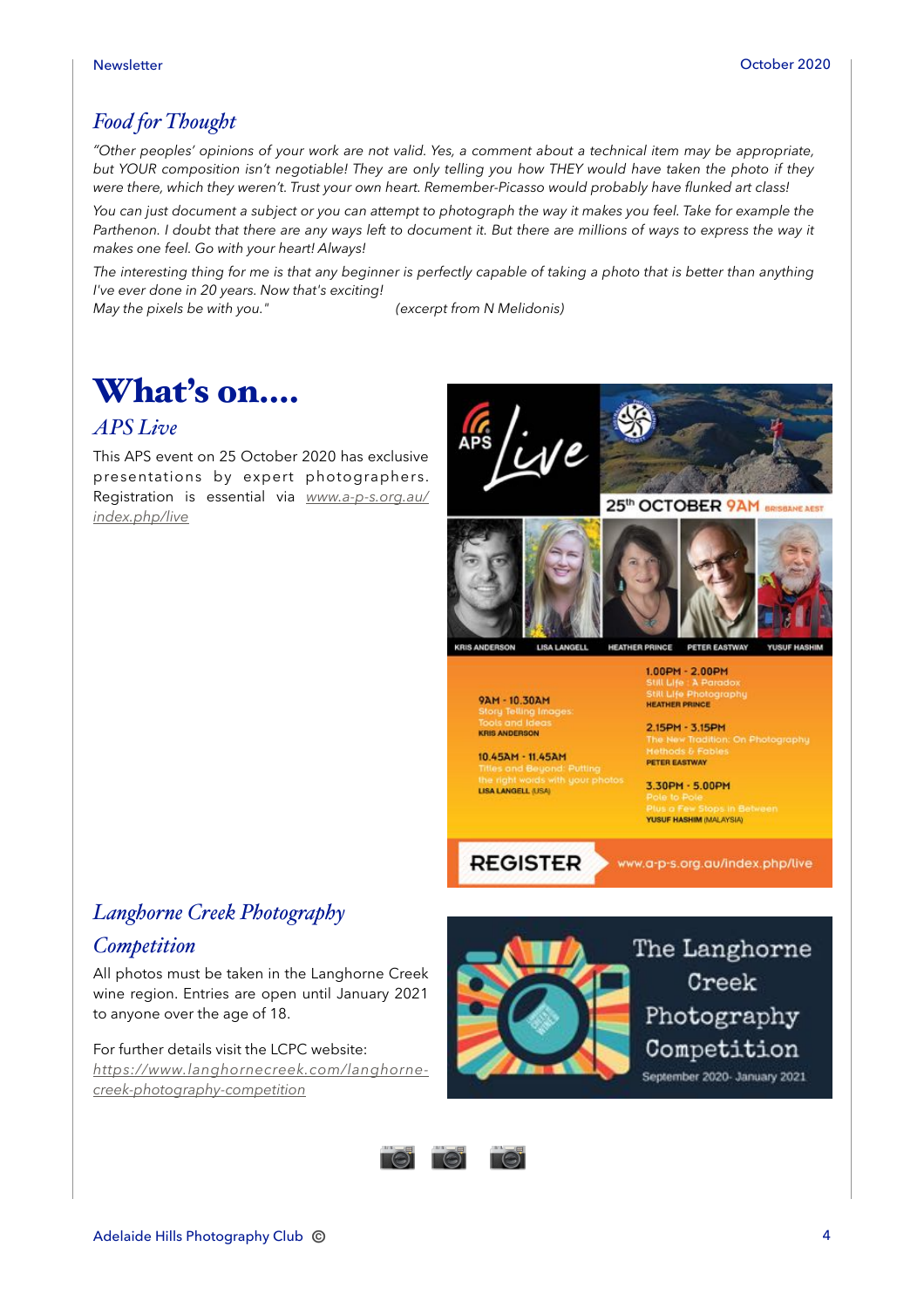## *Food for Thought*

*"Other peoples' opinions of your work are not valid. Yes, a comment about a technical item may be appropriate, but YOUR composition isn't negotiable! They are only telling you how THEY would have taken the photo if they were there, which they weren't. Trust your own heart. Remember-Picasso would probably have flunked art class!*

*You can just document a subject or you can attempt to photograph the way it makes you feel. Take for example the Parthenon. I doubt that there are any ways left to document it. But there are millions of ways to express the way it makes one feel. Go with your heart! Always!*

*The interesting thing for me is that any beginner is perfectly capable of taking a photo that is better than anything I've ever done in 20 years. Now that's exciting!*
*May the pixels be with you."* *(excerpt from N Melidonis)*

# What's on....

## *APS Live*

This APS event on 25 October 2020 has exclusive presentations by expert photographers. Registration is essential via www.a-p-s.org.au/index.php/live

## *Langhorne Creek Photography Competition*

All photos must be taken in the Langhorne Creek wine region. Entries are open until January 2021 to anyone over the age of 18.

For further details visit the LCPC website: https://www.langhornecreek.com/langhorne-creek-photography-competition